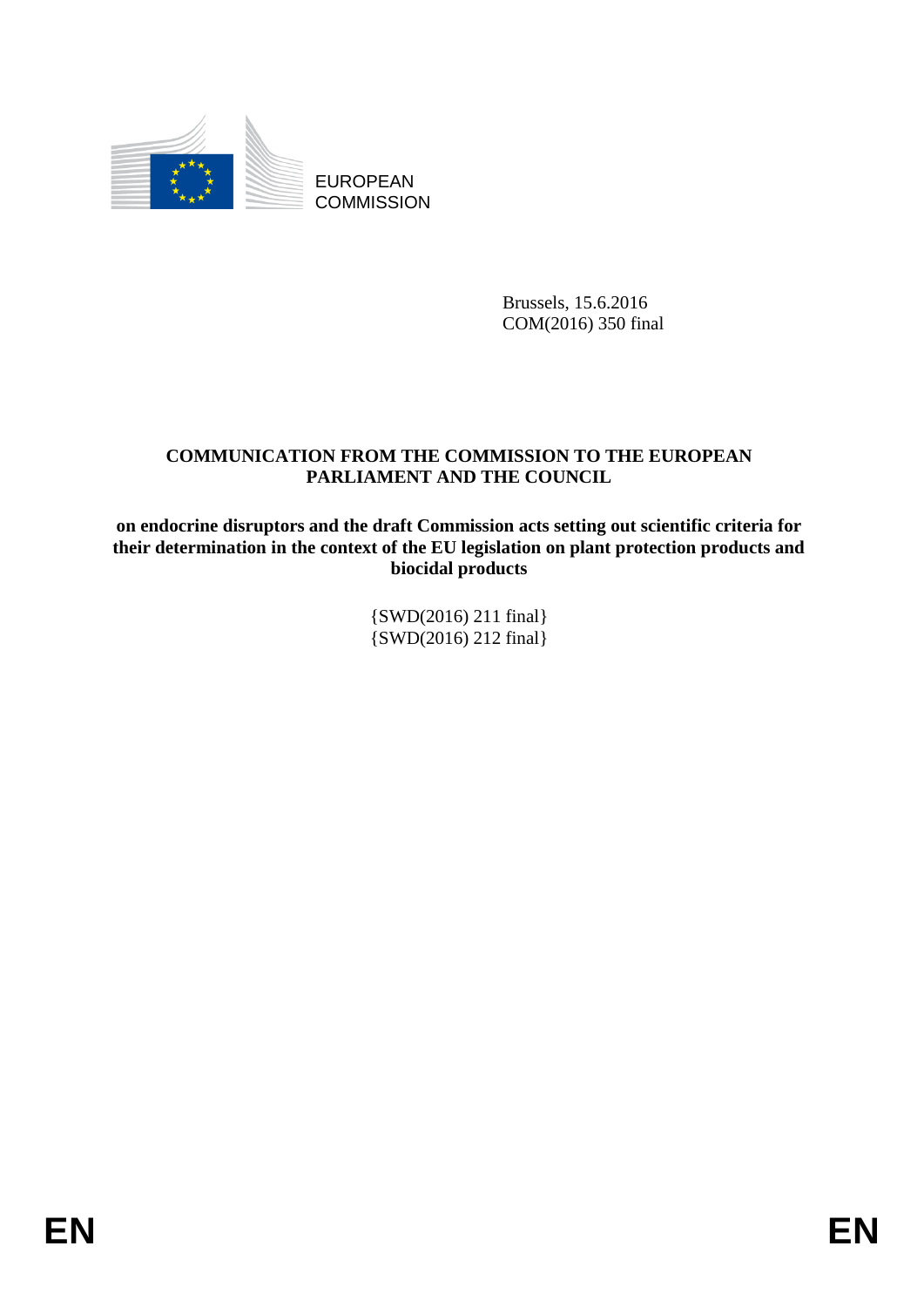EUROPEAN COMMISSION

Brussels, 15.6.2016
COM(2016) 350 final

**COMMUNICATION FROM THE COMMISSION TO THE EUROPEAN PARLIAMENT AND THE COUNCIL**

**on endocrine disruptors and the draft Commission acts setting out scientific criteria for their determination in the context of the EU legislation on plant protection products and biocidal products**

{SWD(2016) 211 final}
{SWD(2016) 212 final}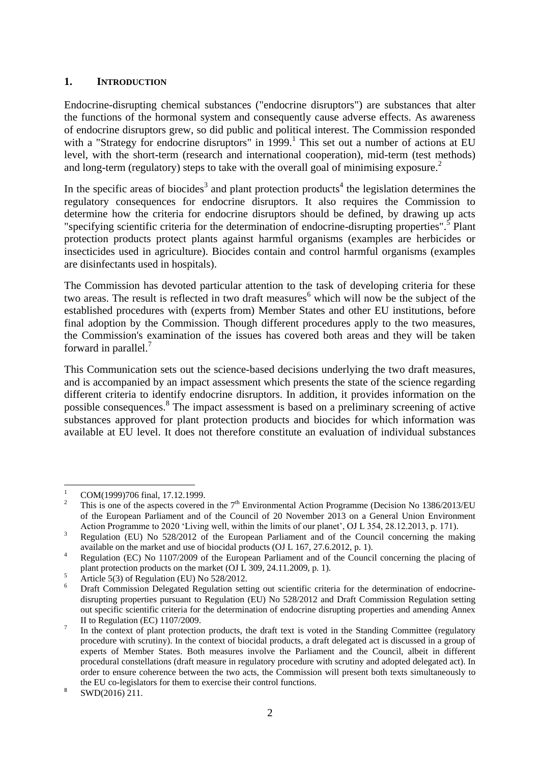## 1. INTRODUCTION

Endocrine-disrupting chemical substances ("endocrine disruptors") are substances that alter the functions of the hormonal system and consequently cause adverse effects. As awareness of endocrine disruptors grew, so did public and political interest. The Commission responded with a "Strategy for endocrine disruptors" in 1999.[1] This set out a number of actions at EU level, with the short-term (research and international cooperation), mid-term (test methods) and long-term (regulatory) steps to take with the overall goal of minimising exposure.[2]

In the specific areas of biocides[3] and plant protection products[4] the legislation determines the regulatory consequences for endocrine disruptors. It also requires the Commission to determine how the criteria for endocrine disruptors should be defined, by drawing up acts "specifying scientific criteria for the determination of endocrine-disrupting properties".[5] Plant protection products protect plants against harmful organisms (examples are herbicides or insecticides used in agriculture). Biocides contain and control harmful organisms (examples are disinfectants used in hospitals).

The Commission has devoted particular attention to the task of developing criteria for these two areas. The result is reflected in two draft measures[6] which will now be the subject of the established procedures with (experts from) Member States and other EU institutions, before final adoption by the Commission. Though different procedures apply to the two measures, the Commission's examination of the issues has covered both areas and they will be taken forward in parallel.[7]

This Communication sets out the science-based decisions underlying the two draft measures, and is accompanied by an impact assessment which presents the state of the science regarding different criteria to identify endocrine disruptors. In addition, it provides information on the possible consequences.[8] The impact assessment is based on a preliminary screening of active substances approved for plant protection products and biocides for which information was available at EU level. It does not therefore constitute an evaluation of individual substances

---

[1] COM(1999)706 final, 17.12.1999.

[2] This is one of the aspects covered in the 7th Environmental Action Programme (Decision No 1386/2013/EU of the European Parliament and of the Council of 20 November 2013 on a General Union Environment Action Programme to 2020 'Living well, within the limits of our planet', OJ L 354, 28.12.2013, p. 171).

[3] Regulation (EU) No 528/2012 of the European Parliament and of the Council concerning the making available on the market and use of biocidal products (OJ L 167, 27.6.2012, p. 1).

[4] Regulation (EC) No 1107/2009 of the European Parliament and of the Council concerning the placing of plant protection products on the market (OJ L 309, 24.11.2009, p. 1).

[5] Article 5(3) of Regulation (EU) No 528/2012.

[6] Draft Commission Delegated Regulation setting out scientific criteria for the determination of endocrine-disrupting properties pursuant to Regulation (EU) No 528/2012 and Draft Commission Regulation setting out specific scientific criteria for the determination of endocrine disrupting properties and amending Annex II to Regulation (EC) 1107/2009.

[7] In the context of plant protection products, the draft text is voted in the Standing Committee (regulatory procedure with scrutiny). In the context of biocidal products, a draft delegated act is discussed in a group of experts of Member States. Both measures involve the Parliament and the Council, albeit in different procedural constellations (draft measure in regulatory procedure with scrutiny and adopted delegated act). In order to ensure coherence between the two acts, the Commission will present both texts simultaneously to the EU co-legislators for them to exercise their control functions.

[8] SWD(2016) 211.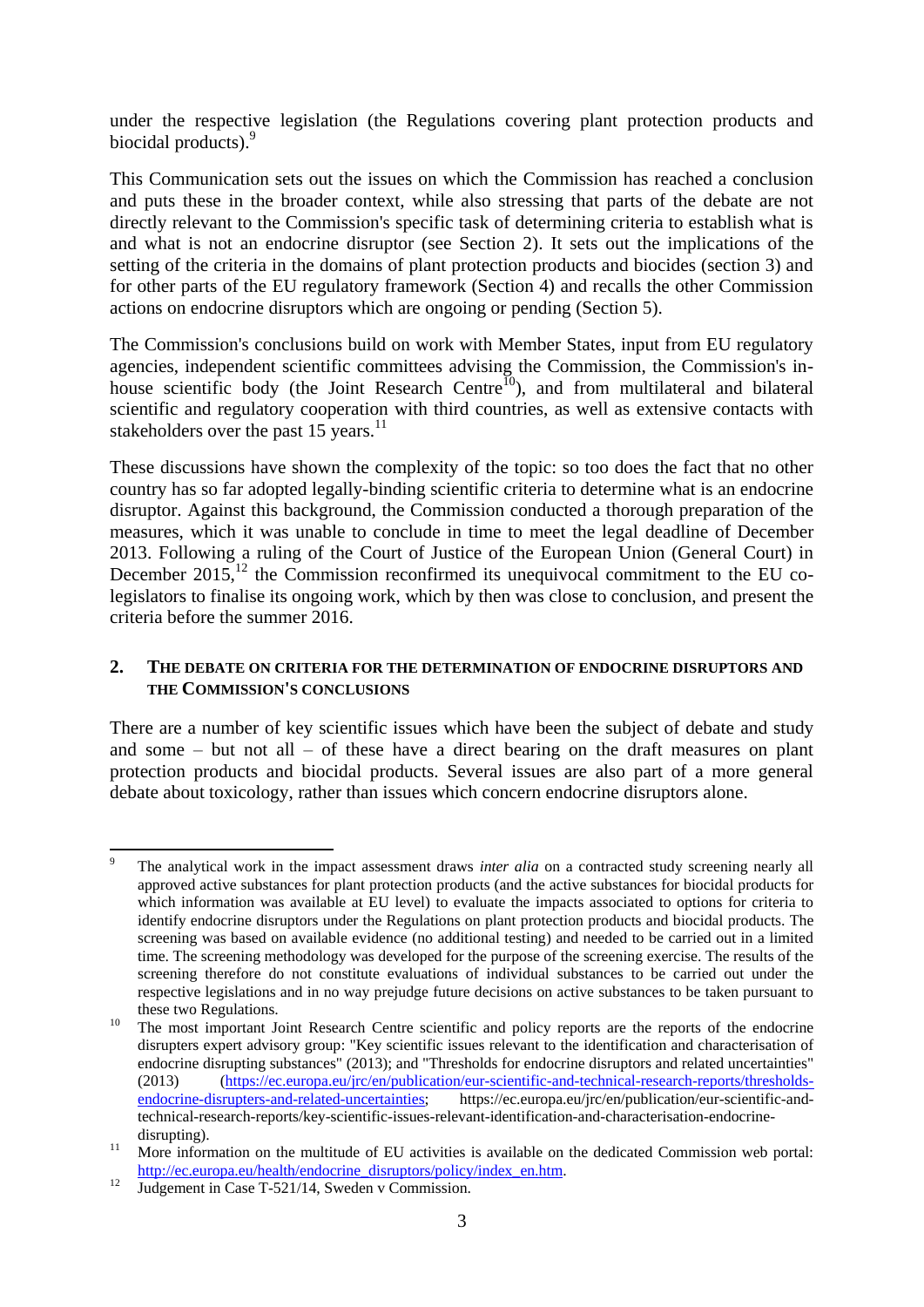under the respective legislation (the Regulations covering plant protection products and biocidal products).[9]

This Communication sets out the issues on which the Commission has reached a conclusion and puts these in the broader context, while also stressing that parts of the debate are not directly relevant to the Commission's specific task of determining criteria to establish what is and what is not an endocrine disruptor (see Section 2). It sets out the implications of the setting of the criteria in the domains of plant protection products and biocides (section 3) and for other parts of the EU regulatory framework (Section 4) and recalls the other Commission actions on endocrine disruptors which are ongoing or pending (Section 5).

The Commission's conclusions build on work with Member States, input from EU regulatory agencies, independent scientific committees advising the Commission, the Commission's in-house scientific body (the Joint Research Centre[10]), and from multilateral and bilateral scientific and regulatory cooperation with third countries, as well as extensive contacts with stakeholders over the past 15 years.[11]

These discussions have shown the complexity of the topic: so too does the fact that no other country has so far adopted legally-binding scientific criteria to determine what is an endocrine disruptor. Against this background, the Commission conducted a thorough preparation of the measures, which it was unable to conclude in time to meet the legal deadline of December 2013. Following a ruling of the Court of Justice of the European Union (General Court) in December 2015,[12] the Commission reconfirmed its unequivocal commitment to the EU co-legislators to finalise its ongoing work, which by then was close to conclusion, and present the criteria before the summer 2016.

## 2. THE DEBATE ON CRITERIA FOR THE DETERMINATION OF ENDOCRINE DISRUPTORS AND THE COMMISSION'S CONCLUSIONS

There are a number of key scientific issues which have been the subject of debate and study and some – but not all – of these have a direct bearing on the draft measures on plant protection products and biocidal products. Several issues are also part of a more general debate about toxicology, rather than issues which concern endocrine disruptors alone.

---

[9] The analytical work in the impact assessment draws *inter alia* on a contracted study screening nearly all approved active substances for plant protection products (and the active substances for biocidal products for which information was available at EU level) to evaluate the impacts associated to options for criteria to identify endocrine disruptors under the Regulations on plant protection products and biocidal products. The screening was based on available evidence (no additional testing) and needed to be carried out in a limited time. The screening methodology was developed for the purpose of the screening exercise. The results of the screening therefore do not constitute evaluations of individual substances to be carried out under the respective legislations and in no way prejudge future decisions on active substances to be taken pursuant to these two Regulations.

[10] The most important Joint Research Centre scientific and policy reports are the reports of the endocrine disrupters expert advisory group: "Key scientific issues relevant to the identification and characterisation of endocrine disrupting substances" (2013); and "Thresholds for endocrine disruptors and related uncertainties" (2013) (https://ec.europa.eu/jrc/en/publication/eur-scientific-and-technical-research-reports/thresholds-endocrine-disrupters-and-related-uncertainties; https://ec.europa.eu/jrc/en/publication/eur-scientific-and-technical-research-reports/key-scientific-issues-relevant-identification-and-characterisation-endocrine-disrupting).

[11] More information on the multitude of EU activities is available on the dedicated Commission web portal: http://ec.europa.eu/health/endocrine_disruptors/policy/index_en.htm.

[12] Judgement in Case T-521/14, Sweden v Commission.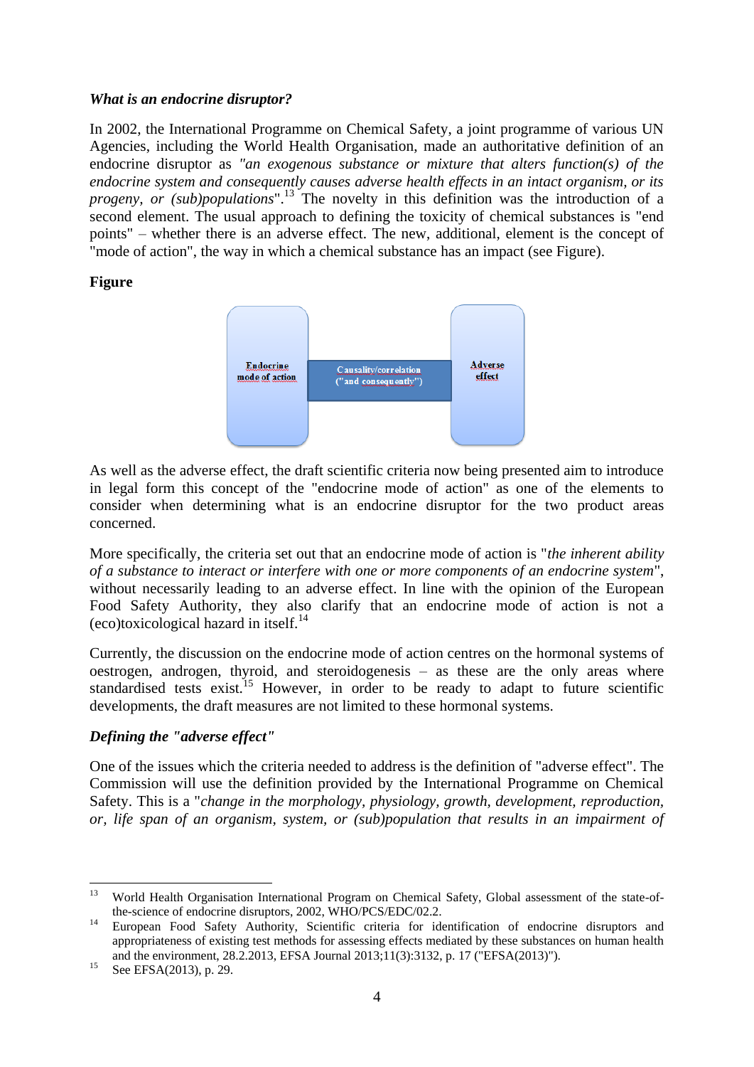***What is an endocrine disruptor?***

In 2002, the International Programme on Chemical Safety, a joint programme of various UN Agencies, including the World Health Organisation, made an authoritative definition of an endocrine disruptor as *"an exogenous substance or mixture that alters function(s) of the endocrine system and consequently causes adverse health effects in an intact organism, or its progeny, or (sub)populations*".[13] The novelty in this definition was the introduction of a second element. The usual approach to defining the toxicity of chemical substances is "end points" – whether there is an adverse effect. The new, additional, element is the concept of "mode of action", the way in which a chemical substance has an impact (see Figure).

**Figure**

Endocrine mode of action — Causality/correlation ("and consequently") — Adverse effect

As well as the adverse effect, the draft scientific criteria now being presented aim to introduce in legal form this concept of the "endocrine mode of action" as one of the elements to consider when determining what is an endocrine disruptor for the two product areas concerned.

More specifically, the criteria set out that an endocrine mode of action is "*the inherent ability of a substance to interact or interfere with one or more components of an endocrine system*", without necessarily leading to an adverse effect. In line with the opinion of the European Food Safety Authority, they also clarify that an endocrine mode of action is not a (eco)toxicological hazard in itself.[14]

Currently, the discussion on the endocrine mode of action centres on the hormonal systems of oestrogen, androgen, thyroid, and steroidogenesis – as these are the only areas where standardised tests exist.[15] However, in order to be ready to adapt to future scientific developments, the draft measures are not limited to these hormonal systems.

***Defining the "adverse effect"***

One of the issues which the criteria needed to address is the definition of "adverse effect". The Commission will use the definition provided by the International Programme on Chemical Safety. This is a "*change in the morphology, physiology, growth, development, reproduction, or, life span of an organism, system, or (sub)population that results in an impairment of*

---

[13] World Health Organisation International Program on Chemical Safety, Global assessment of the state-of-the-science of endocrine disruptors, 2002, WHO/PCS/EDC/02.2.

[14] European Food Safety Authority, Scientific criteria for identification of endocrine disruptors and appropriateness of existing test methods for assessing effects mediated by these substances on human health and the environment, 28.2.2013, EFSA Journal 2013;11(3):3132, p. 17 ("EFSA(2013)").

[15] See EFSA(2013), p. 29.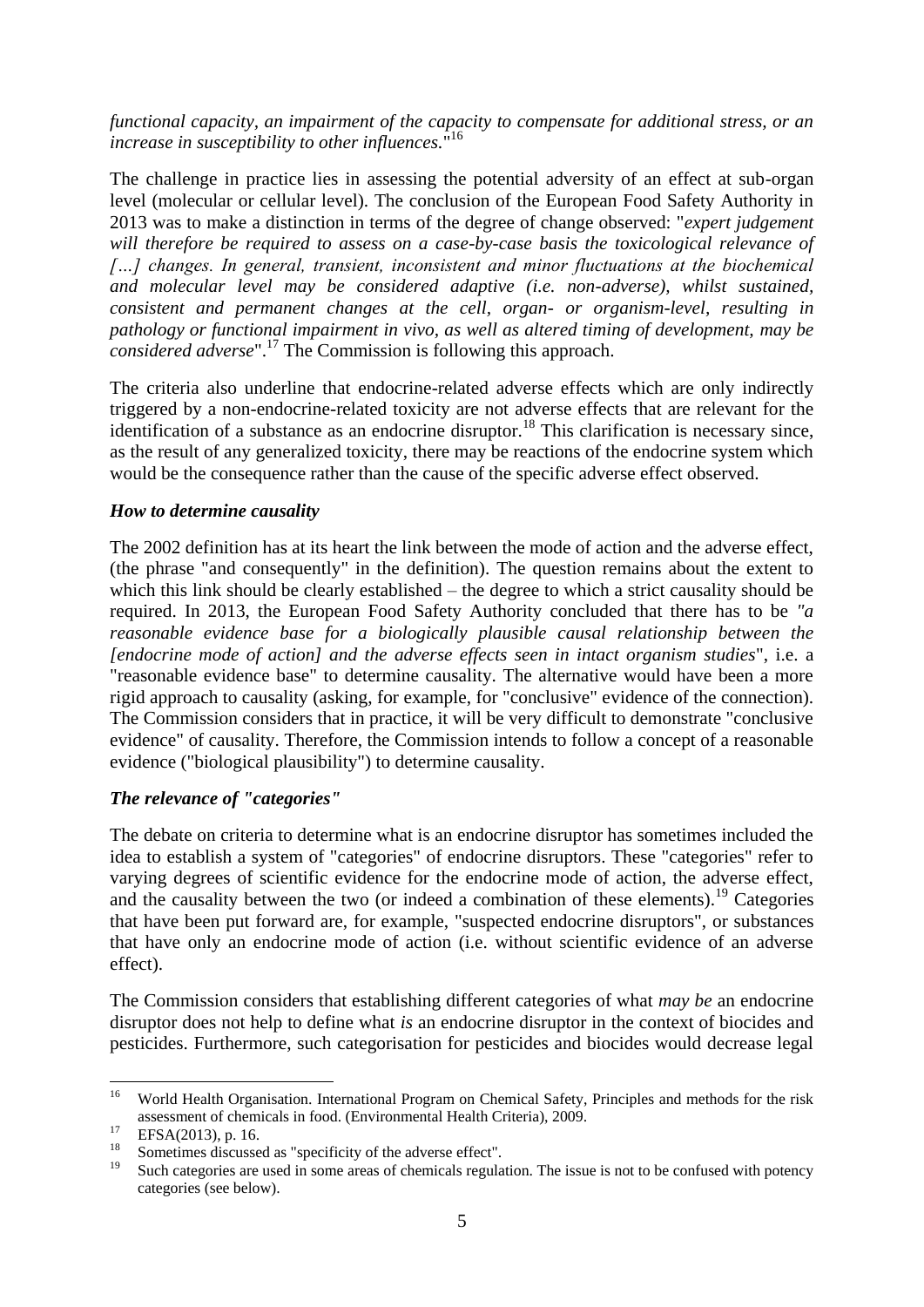*functional capacity, an impairment of the capacity to compensate for additional stress, or an increase in susceptibility to other influences.*"[16]

The challenge in practice lies in assessing the potential adversity of an effect at sub-organ level (molecular or cellular level). The conclusion of the European Food Safety Authority in 2013 was to make a distinction in terms of the degree of change observed: "*expert judgement will therefore be required to assess on a case-by-case basis the toxicological relevance of […] changes. In general, transient, inconsistent and minor fluctuations at the biochemical and molecular level may be considered adaptive (i.e. non-adverse), whilst sustained, consistent and permanent changes at the cell, organ- or organism-level, resulting in pathology or functional impairment in vivo, as well as altered timing of development, may be considered adverse*".[17] The Commission is following this approach.

The criteria also underline that endocrine-related adverse effects which are only indirectly triggered by a non-endocrine-related toxicity are not adverse effects that are relevant for the identification of a substance as an endocrine disruptor.[18] This clarification is necessary since, as the result of any generalized toxicity, there may be reactions of the endocrine system which would be the consequence rather than the cause of the specific adverse effect observed.

***How to determine causality***

The 2002 definition has at its heart the link between the mode of action and the adverse effect, (the phrase "and consequently" in the definition). The question remains about the extent to which this link should be clearly established – the degree to which a strict causality should be required. In 2013, the European Food Safety Authority concluded that there has to be *"a reasonable evidence base for a biologically plausible causal relationship between the [endocrine mode of action] and the adverse effects seen in intact organism studies*", i.e. a "reasonable evidence base" to determine causality. The alternative would have been a more rigid approach to causality (asking, for example, for "conclusive" evidence of the connection). The Commission considers that in practice, it will be very difficult to demonstrate "conclusive evidence" of causality. Therefore, the Commission intends to follow a concept of a reasonable evidence ("biological plausibility") to determine causality.

***The relevance of "categories"***

The debate on criteria to determine what is an endocrine disruptor has sometimes included the idea to establish a system of "categories" of endocrine disruptors. These "categories" refer to varying degrees of scientific evidence for the endocrine mode of action, the adverse effect, and the causality between the two (or indeed a combination of these elements).[19] Categories that have been put forward are, for example, "suspected endocrine disruptors", or substances that have only an endocrine mode of action (i.e. without scientific evidence of an adverse effect).

The Commission considers that establishing different categories of what *may be* an endocrine disruptor does not help to define what *is* an endocrine disruptor in the context of biocides and pesticides. Furthermore, such categorisation for pesticides and biocides would decrease legal

---

[16] World Health Organisation. International Program on Chemical Safety, Principles and methods for the risk assessment of chemicals in food. (Environmental Health Criteria), 2009.

[17] EFSA(2013), p. 16.

[18] Sometimes discussed as "specificity of the adverse effect".

[19] Such categories are used in some areas of chemicals regulation. The issue is not to be confused with potency categories (see below).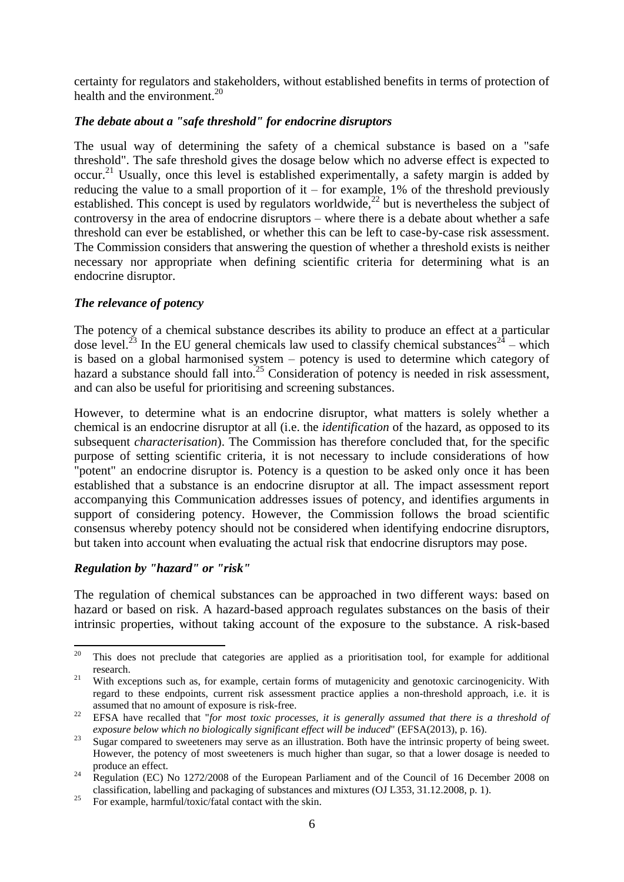certainty for regulators and stakeholders, without established benefits in terms of protection of health and the environment.[20]

### *The debate about a "safe threshold" for endocrine disruptors*

The usual way of determining the safety of a chemical substance is based on a "safe threshold". The safe threshold gives the dosage below which no adverse effect is expected to occur.[21] Usually, once this level is established experimentally, a safety margin is added by reducing the value to a small proportion of it – for example, 1% of the threshold previously established. This concept is used by regulators worldwide,[22] but is nevertheless the subject of controversy in the area of endocrine disruptors – where there is a debate about whether a safe threshold can ever be established, or whether this can be left to case-by-case risk assessment. The Commission considers that answering the question of whether a threshold exists is neither necessary nor appropriate when defining scientific criteria for determining what is an endocrine disruptor.

### *The relevance of potency*

The potency of a chemical substance describes its ability to produce an effect at a particular dose level.[23] In the EU general chemicals law used to classify chemical substances[24] – which is based on a global harmonised system – potency is used to determine which category of hazard a substance should fall into.[25] Consideration of potency is needed in risk assessment, and can also be useful for prioritising and screening substances.

However, to determine what is an endocrine disruptor, what matters is solely whether a chemical is an endocrine disruptor at all (i.e. the *identification* of the hazard, as opposed to its subsequent *characterisation*). The Commission has therefore concluded that, for the specific purpose of setting scientific criteria, it is not necessary to include considerations of how "potent" an endocrine disruptor is. Potency is a question to be asked only once it has been established that a substance is an endocrine disruptor at all. The impact assessment report accompanying this Communication addresses issues of potency, and identifies arguments in support of considering potency. However, the Commission follows the broad scientific consensus whereby potency should not be considered when identifying endocrine disruptors, but taken into account when evaluating the actual risk that endocrine disruptors may pose.

### *Regulation by "hazard" or "risk"*

The regulation of chemical substances can be approached in two different ways: based on hazard or based on risk. A hazard-based approach regulates substances on the basis of their intrinsic properties, without taking account of the exposure to the substance. A risk-based

---

[20] This does not preclude that categories are applied as a prioritisation tool, for example for additional research.

[21] With exceptions such as, for example, certain forms of mutagenicity and genotoxic carcinogenicity. With regard to these endpoints, current risk assessment practice applies a non-threshold approach, i.e. it is assumed that no amount of exposure is risk-free.

[22] EFSA have recalled that "*for most toxic processes, it is generally assumed that there is a threshold of exposure below which no biologically significant effect will be induced*" (EFSA(2013), p. 16).

[23] Sugar compared to sweeteners may serve as an illustration. Both have the intrinsic property of being sweet. However, the potency of most sweeteners is much higher than sugar, so that a lower dosage is needed to produce an effect.

[24] Regulation (EC) No 1272/2008 of the European Parliament and of the Council of 16 December 2008 on classification, labelling and packaging of substances and mixtures (OJ L353, 31.12.2008, p. 1).

[25] For example, harmful/toxic/fatal contact with the skin.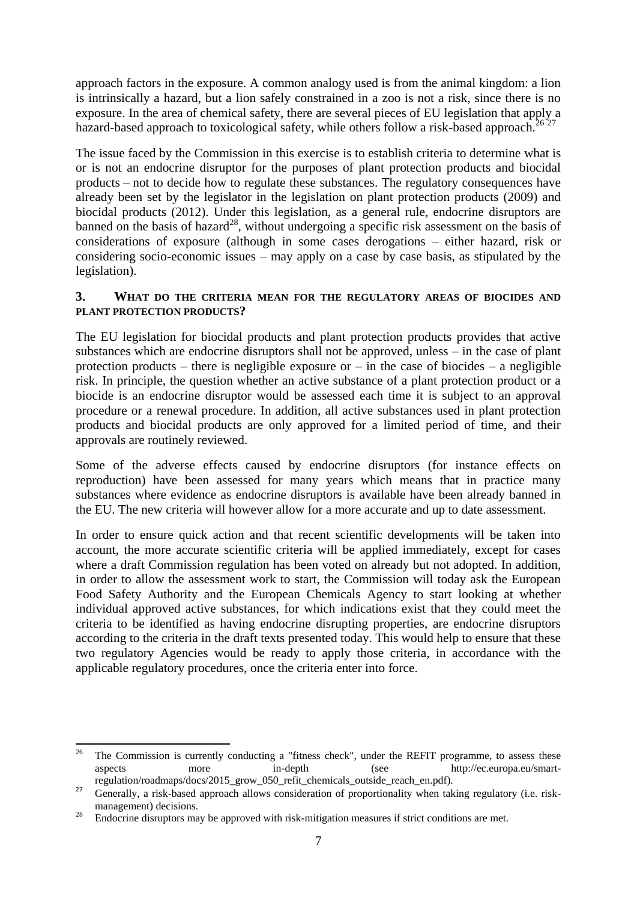approach factors in the exposure. A common analogy used is from the animal kingdom: a lion is intrinsically a hazard, but a lion safely constrained in a zoo is not a risk, since there is no exposure. In the area of chemical safety, there are several pieces of EU legislation that apply a hazard-based approach to toxicological safety, while others follow a risk-based approach.[26] [27]

The issue faced by the Commission in this exercise is to establish criteria to determine what is or is not an endocrine disruptor for the purposes of plant protection products and biocidal products – not to decide how to regulate these substances. The regulatory consequences have already been set by the legislator in the legislation on plant protection products (2009) and biocidal products (2012). Under this legislation, as a general rule, endocrine disruptors are banned on the basis of hazard[28], without undergoing a specific risk assessment on the basis of considerations of exposure (although in some cases derogations – either hazard, risk or considering socio-economic issues – may apply on a case by case basis, as stipulated by the legislation).

## 3. WHAT DO THE CRITERIA MEAN FOR THE REGULATORY AREAS OF BIOCIDES AND PLANT PROTECTION PRODUCTS?

The EU legislation for biocidal products and plant protection products provides that active substances which are endocrine disruptors shall not be approved, unless – in the case of plant protection products – there is negligible exposure or – in the case of biocides – a negligible risk. In principle, the question whether an active substance of a plant protection product or a biocide is an endocrine disruptor would be assessed each time it is subject to an approval procedure or a renewal procedure. In addition, all active substances used in plant protection products and biocidal products are only approved for a limited period of time, and their approvals are routinely reviewed.

Some of the adverse effects caused by endocrine disruptors (for instance effects on reproduction) have been assessed for many years which means that in practice many substances where evidence as endocrine disruptors is available have been already banned in the EU. The new criteria will however allow for a more accurate and up to date assessment.

In order to ensure quick action and that recent scientific developments will be taken into account, the more accurate scientific criteria will be applied immediately, except for cases where a draft Commission regulation has been voted on already but not adopted. In addition, in order to allow the assessment work to start, the Commission will today ask the European Food Safety Authority and the European Chemicals Agency to start looking at whether individual approved active substances, for which indications exist that they could meet the criteria to be identified as having endocrine disrupting properties, are endocrine disruptors according to the criteria in the draft texts presented today. This would help to ensure that these two regulatory Agencies would be ready to apply those criteria, in accordance with the applicable regulatory procedures, once the criteria enter into force.

---

[26] The Commission is currently conducting a "fitness check", under the REFIT programme, to assess these aspects more in-depth (see http://ec.europa.eu/smart-regulation/roadmaps/docs/2015_grow_050_refit_chemicals_outside_reach_en.pdf).

[27] Generally, a risk-based approach allows consideration of proportionality when taking regulatory (i.e. risk-management) decisions.

[28] Endocrine disruptors may be approved with risk-mitigation measures if strict conditions are met.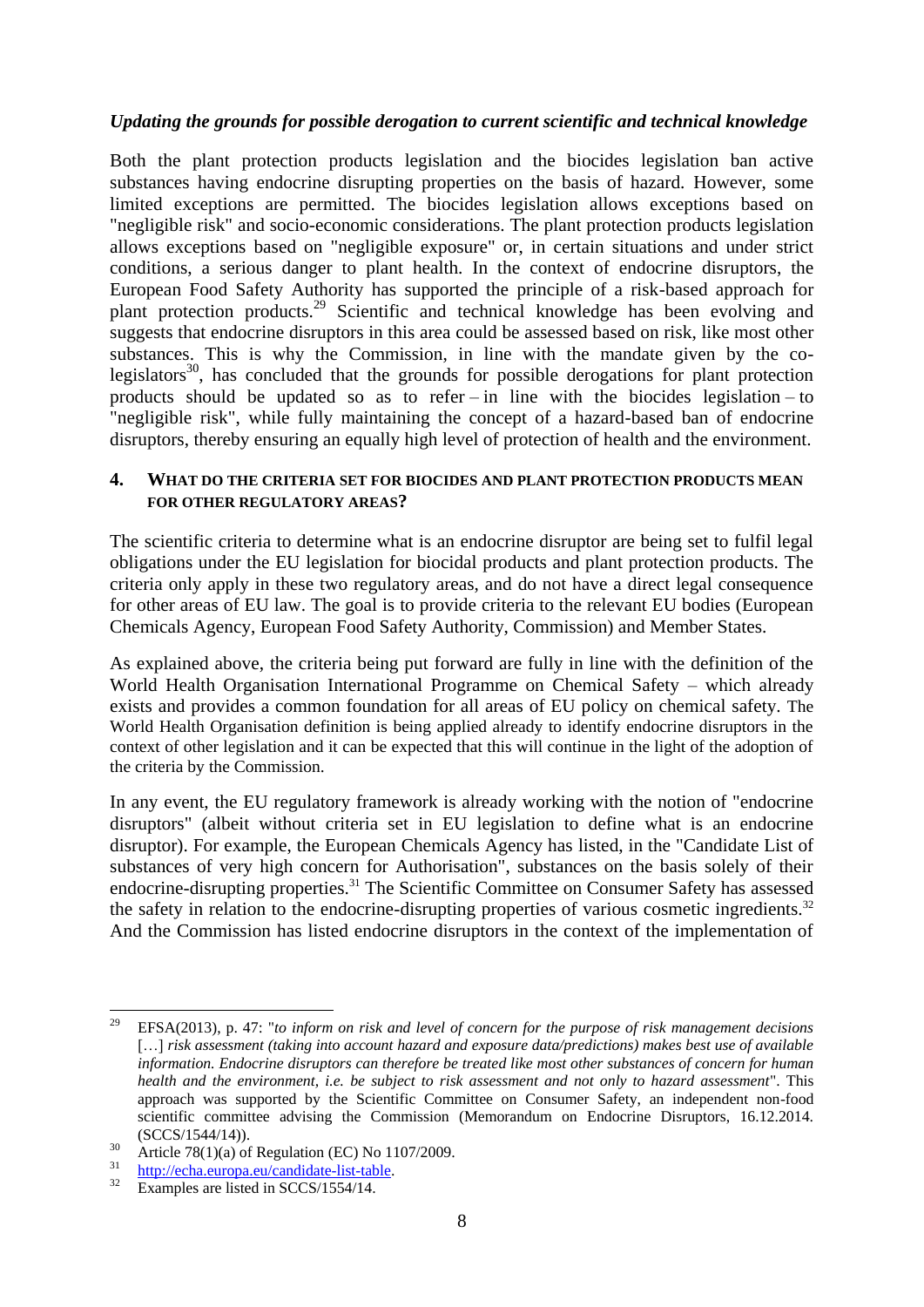### *Updating the grounds for possible derogation to current scientific and technical knowledge*

Both the plant protection products legislation and the biocides legislation ban active substances having endocrine disrupting properties on the basis of hazard. However, some limited exceptions are permitted. The biocides legislation allows exceptions based on "negligible risk" and socio-economic considerations. The plant protection products legislation allows exceptions based on "negligible exposure" or, in certain situations and under strict conditions, a serious danger to plant health. In the context of endocrine disruptors, the European Food Safety Authority has supported the principle of a risk-based approach for plant protection products.[29] Scientific and technical knowledge has been evolving and suggests that endocrine disruptors in this area could be assessed based on risk, like most other substances. This is why the Commission, in line with the mandate given by the co-legislators[30], has concluded that the grounds for possible derogations for plant protection products should be updated so as to refer – in line with the biocides legislation – to "negligible risk", while fully maintaining the concept of a hazard-based ban of endocrine disruptors, thereby ensuring an equally high level of protection of health and the environment.

## 4. WHAT DO THE CRITERIA SET FOR BIOCIDES AND PLANT PROTECTION PRODUCTS MEAN FOR OTHER REGULATORY AREAS?

The scientific criteria to determine what is an endocrine disruptor are being set to fulfil legal obligations under the EU legislation for biocidal products and plant protection products. The criteria only apply in these two regulatory areas, and do not have a direct legal consequence for other areas of EU law. The goal is to provide criteria to the relevant EU bodies (European Chemicals Agency, European Food Safety Authority, Commission) and Member States.

As explained above, the criteria being put forward are fully in line with the definition of the World Health Organisation International Programme on Chemical Safety – which already exists and provides a common foundation for all areas of EU policy on chemical safety. The World Health Organisation definition is being applied already to identify endocrine disruptors in the context of other legislation and it can be expected that this will continue in the light of the adoption of the criteria by the Commission.

In any event, the EU regulatory framework is already working with the notion of "endocrine disruptors" (albeit without criteria set in EU legislation to define what is an endocrine disruptor). For example, the European Chemicals Agency has listed, in the "Candidate List of substances of very high concern for Authorisation", substances on the basis solely of their endocrine-disrupting properties.[31] The Scientific Committee on Consumer Safety has assessed the safety in relation to the endocrine-disrupting properties of various cosmetic ingredients.[32] And the Commission has listed endocrine disruptors in the context of the implementation of

---

[29] EFSA(2013), p. 47: "*to inform on risk and level of concern for the purpose of risk management decisions* […] *risk assessment (taking into account hazard and exposure data/predictions) makes best use of available information. Endocrine disruptors can therefore be treated like most other substances of concern for human health and the environment, i.e. be subject to risk assessment and not only to hazard assessment*". This approach was supported by the Scientific Committee on Consumer Safety, an independent non-food scientific committee advising the Commission (Memorandum on Endocrine Disruptors, 16.12.2014. (SCCS/1544/14)).

[30] Article 78(1)(a) of Regulation (EC) No 1107/2009.

[31] http://echa.europa.eu/candidate-list-table.

[32] Examples are listed in SCCS/1554/14.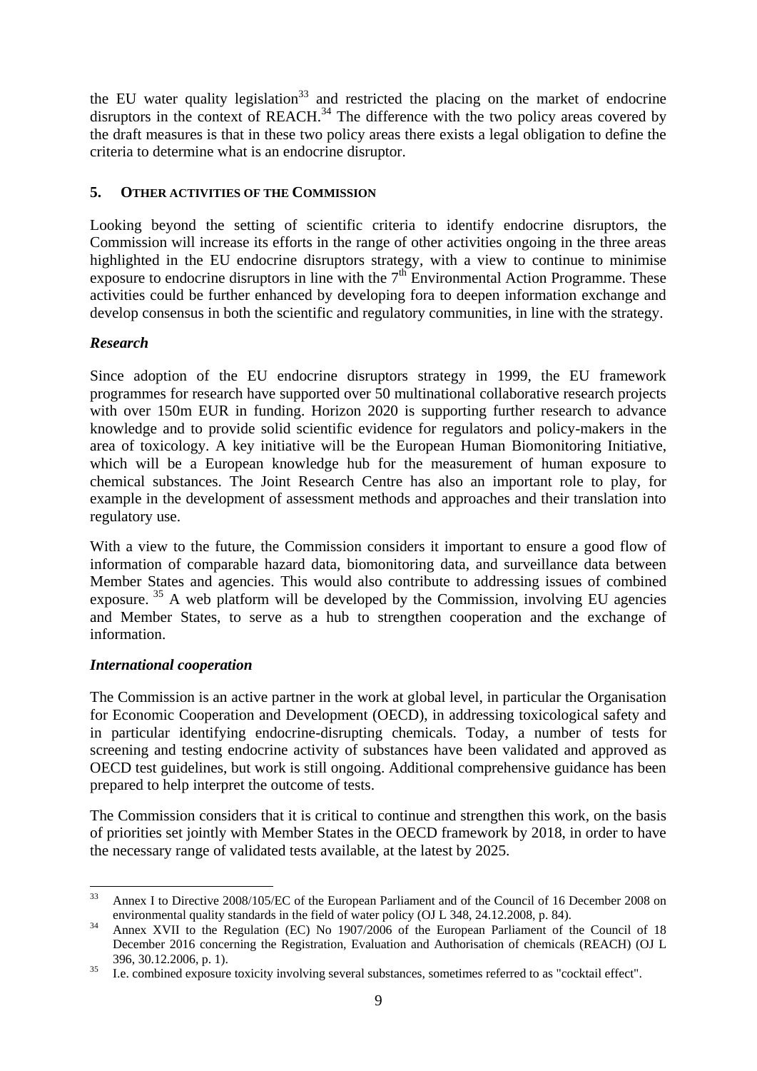the EU water quality legislation[33] and restricted the placing on the market of endocrine disruptors in the context of REACH.[34] The difference with the two policy areas covered by the draft measures is that in these two policy areas there exists a legal obligation to define the criteria to determine what is an endocrine disruptor.

## 5. OTHER ACTIVITIES OF THE COMMISSION

Looking beyond the setting of scientific criteria to identify endocrine disruptors, the Commission will increase its efforts in the range of other activities ongoing in the three areas highlighted in the EU endocrine disruptors strategy, with a view to continue to minimise exposure to endocrine disruptors in line with the 7[th] Environmental Action Programme. These activities could be further enhanced by developing fora to deepen information exchange and develop consensus in both the scientific and regulatory communities, in line with the strategy.

### *Research*

Since adoption of the EU endocrine disruptors strategy in 1999, the EU framework programmes for research have supported over 50 multinational collaborative research projects with over 150m EUR in funding. Horizon 2020 is supporting further research to advance knowledge and to provide solid scientific evidence for regulators and policy-makers in the area of toxicology. A key initiative will be the European Human Biomonitoring Initiative, which will be a European knowledge hub for the measurement of human exposure to chemical substances. The Joint Research Centre has also an important role to play, for example in the development of assessment methods and approaches and their translation into regulatory use.

With a view to the future, the Commission considers it important to ensure a good flow of information of comparable hazard data, biomonitoring data, and surveillance data between Member States and agencies. This would also contribute to addressing issues of combined exposure. [35] A web platform will be developed by the Commission, involving EU agencies and Member States, to serve as a hub to strengthen cooperation and the exchange of information.

### *International cooperation*

The Commission is an active partner in the work at global level, in particular the Organisation for Economic Cooperation and Development (OECD), in addressing toxicological safety and in particular identifying endocrine-disrupting chemicals. Today, a number of tests for screening and testing endocrine activity of substances have been validated and approved as OECD test guidelines, but work is still ongoing. Additional comprehensive guidance has been prepared to help interpret the outcome of tests.

The Commission considers that it is critical to continue and strengthen this work, on the basis of priorities set jointly with Member States in the OECD framework by 2018, in order to have the necessary range of validated tests available, at the latest by 2025.

---

[33] Annex I to Directive 2008/105/EC of the European Parliament and of the Council of 16 December 2008 on environmental quality standards in the field of water policy (OJ L 348, 24.12.2008, p. 84).

[34] Annex XVII to the Regulation (EC) No 1907/2006 of the European Parliament of the Council of 18 December 2016 concerning the Registration, Evaluation and Authorisation of chemicals (REACH) (OJ L 396, 30.12.2006, p. 1).

[35] I.e. combined exposure toxicity involving several substances, sometimes referred to as "cocktail effect".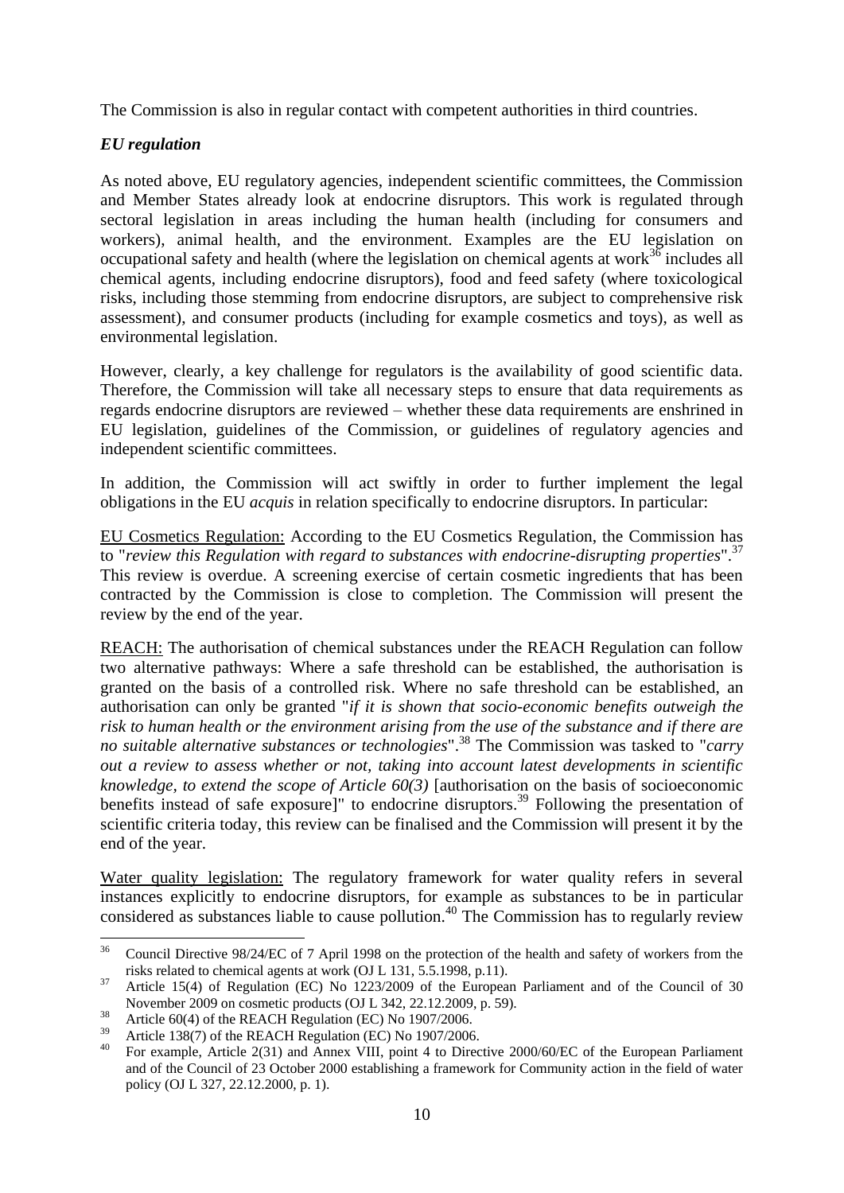The Commission is also in regular contact with competent authorities in third countries.

***EU regulation***

As noted above, EU regulatory agencies, independent scientific committees, the Commission and Member States already look at endocrine disruptors. This work is regulated through sectoral legislation in areas including the human health (including for consumers and workers), animal health, and the environment. Examples are the EU legislation on occupational safety and health (where the legislation on chemical agents at work[36] includes all chemical agents, including endocrine disruptors), food and feed safety (where toxicological risks, including those stemming from endocrine disruptors, are subject to comprehensive risk assessment), and consumer products (including for example cosmetics and toys), as well as environmental legislation.

However, clearly, a key challenge for regulators is the availability of good scientific data. Therefore, the Commission will take all necessary steps to ensure that data requirements as regards endocrine disruptors are reviewed – whether these data requirements are enshrined in EU legislation, guidelines of the Commission, or guidelines of regulatory agencies and independent scientific committees.

In addition, the Commission will act swiftly in order to further implement the legal obligations in the EU *acquis* in relation specifically to endocrine disruptors. In particular:

<u>EU Cosmetics Regulation:</u> According to the EU Cosmetics Regulation, the Commission has to "*review this Regulation with regard to substances with endocrine-disrupting properties*".[37] This review is overdue. A screening exercise of certain cosmetic ingredients that has been contracted by the Commission is close to completion. The Commission will present the review by the end of the year.

<u>REACH:</u> The authorisation of chemical substances under the REACH Regulation can follow two alternative pathways: Where a safe threshold can be established, the authorisation is granted on the basis of a controlled risk. Where no safe threshold can be established, an authorisation can only be granted "*if it is shown that socio-economic benefits outweigh the risk to human health or the environment arising from the use of the substance and if there are no suitable alternative substances or technologies*".[38] The Commission was tasked to "*carry out a review to assess whether or not, taking into account latest developments in scientific knowledge, to extend the scope of Article 60(3)* [authorisation on the basis of socioeconomic benefits instead of safe exposure]" to endocrine disruptors.[39] Following the presentation of scientific criteria today, this review can be finalised and the Commission will present it by the end of the year.

<u>Water quality legislation:</u> The regulatory framework for water quality refers in several instances explicitly to endocrine disruptors, for example as substances to be in particular considered as substances liable to cause pollution.[40] The Commission has to regularly review

---

[36] Council Directive 98/24/EC of 7 April 1998 on the protection of the health and safety of workers from the risks related to chemical agents at work (OJ L 131, 5.5.1998, p.11).

[37] Article 15(4) of Regulation (EC) No 1223/2009 of the European Parliament and of the Council of 30 November 2009 on cosmetic products (OJ L 342, 22.12.2009, p. 59).

[38] Article 60(4) of the REACH Regulation (EC) No 1907/2006.

[39] Article 138(7) of the REACH Regulation (EC) No 1907/2006.

[40] For example, Article 2(31) and Annex VIII, point 4 to Directive 2000/60/EC of the European Parliament and of the Council of 23 October 2000 establishing a framework for Community action in the field of water policy (OJ L 327, 22.12.2000, p. 1).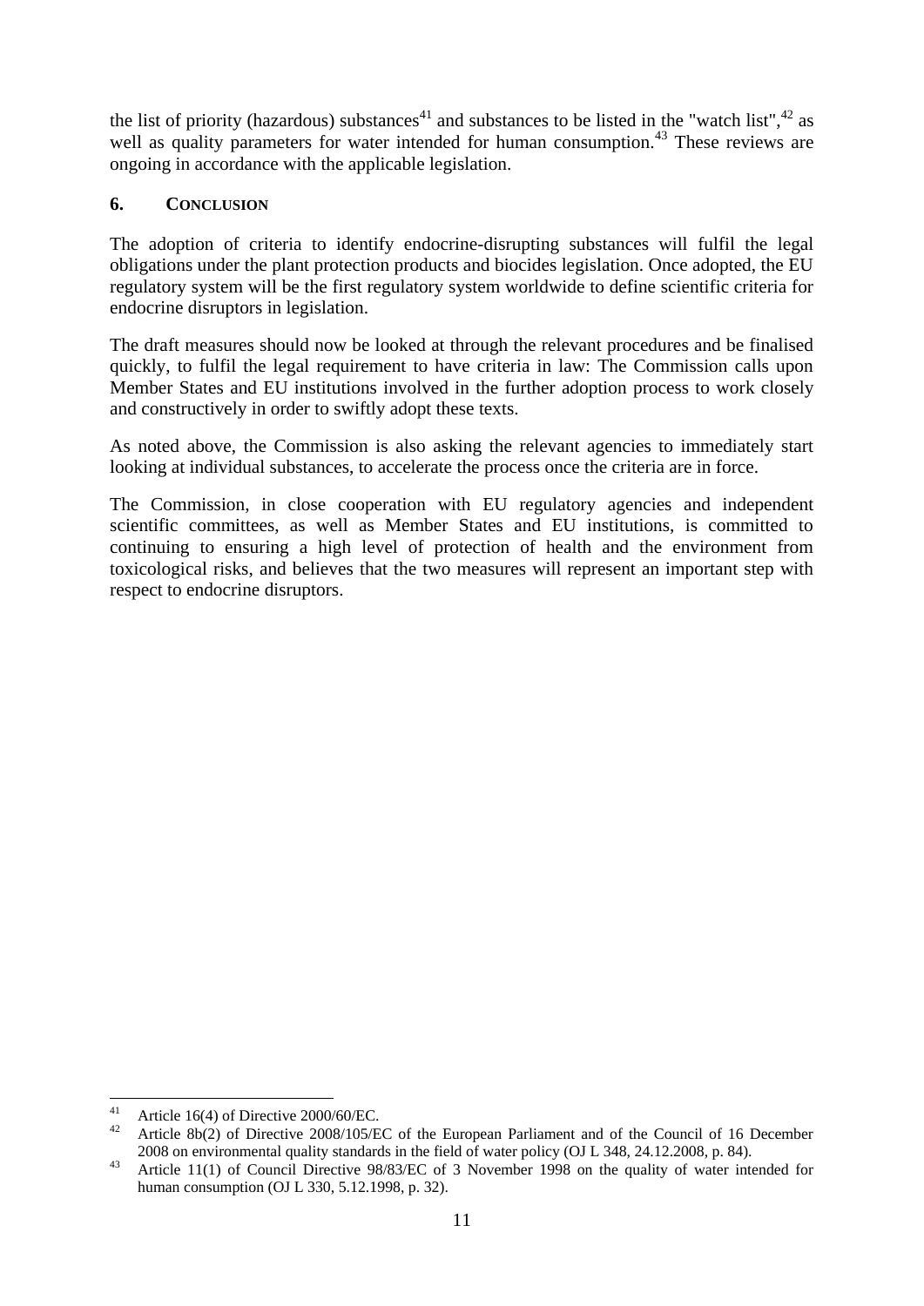the list of priority (hazardous) substances[41] and substances to be listed in the "watch list",[42] as well as quality parameters for water intended for human consumption.[43] These reviews are ongoing in accordance with the applicable legislation.

## 6. CONCLUSION

The adoption of criteria to identify endocrine-disrupting substances will fulfil the legal obligations under the plant protection products and biocides legislation. Once adopted, the EU regulatory system will be the first regulatory system worldwide to define scientific criteria for endocrine disruptors in legislation.

The draft measures should now be looked at through the relevant procedures and be finalised quickly, to fulfil the legal requirement to have criteria in law: The Commission calls upon Member States and EU institutions involved in the further adoption process to work closely and constructively in order to swiftly adopt these texts.

As noted above, the Commission is also asking the relevant agencies to immediately start looking at individual substances, to accelerate the process once the criteria are in force.

The Commission, in close cooperation with EU regulatory agencies and independent scientific committees, as well as Member States and EU institutions, is committed to continuing to ensuring a high level of protection of health and the environment from toxicological risks, and believes that the two measures will represent an important step with respect to endocrine disruptors.

---

[41] Article 16(4) of Directive 2000/60/EC.

[42] Article 8b(2) of Directive 2008/105/EC of the European Parliament and of the Council of 16 December 2008 on environmental quality standards in the field of water policy (OJ L 348, 24.12.2008, p. 84).

[43] Article 11(1) of Council Directive 98/83/EC of 3 November 1998 on the quality of water intended for human consumption (OJ L 330, 5.12.1998, p. 32).